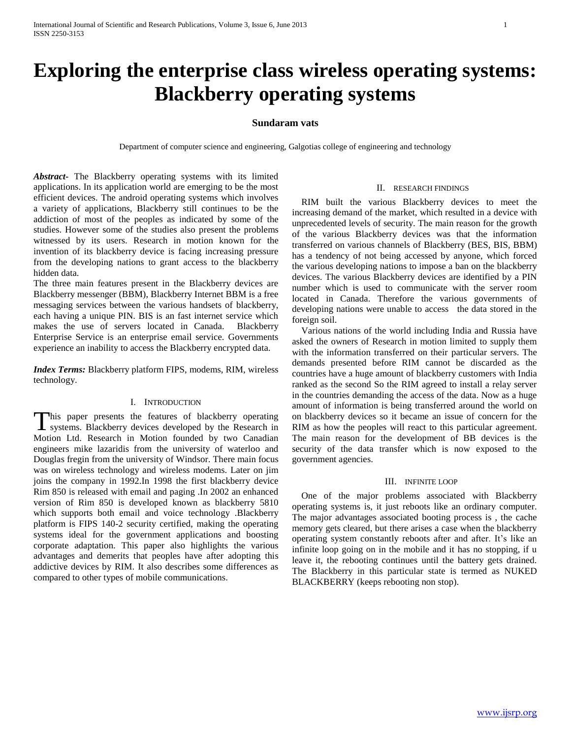# Exploring the enterprise class wireless operating systems: Blackberry operating systems

**Sundaram vats**

Department of computer science and engineering, Galgotias college of engineering and technology

***Abstract*-** The Blackberry operating systems with its limited applications. In its application world are emerging to be the most efficient devices. The android operating systems which involves a variety of applications, Blackberry still continues to be the addiction of most of the peoples as indicated by some of the studies. However some of the studies also present the problems witnessed by its users. Research in motion known for the invention of its blackberry device is facing increasing pressure from the developing nations to grant access to the blackberry hidden data.

The three main features present in the Blackberry devices are Blackberry messenger (BBM), Blackberry Internet BBM is a free messaging services between the various handsets of blackberry, each having a unique PIN. BIS is an fast internet service which makes the use of servers located in Canada. Blackberry Enterprise Service is an enterprise email service. Governments experience an inability to access the Blackberry encrypted data.

***Index Terms:*** Blackberry platform FIPS, modems, RIM, wireless technology.

## I. Introduction

This paper presents the features of blackberry operating systems. Blackberry devices developed by the Research in Motion Ltd. Research in Motion founded by two Canadian engineers mike lazaridis from the university of waterloo and Douglas fregin from the university of Windsor. There main focus was on wireless technology and wireless modems. Later on jim joins the company in 1992.In 1998 the first blackberry device Rim 850 is released with email and paging .In 2002 an enhanced version of Rim 850 is developed known as blackberry 5810 which supports both email and voice technology .Blackberry platform is FIPS 140-2 security certified, making the operating systems ideal for the government applications and boosting corporate adaptation. This paper also highlights the various advantages and demerits that peoples have after adopting this addictive devices by RIM. It also describes some differences as compared to other types of mobile communications.

## II. Research Findings

RIM built the various Blackberry devices to meet the increasing demand of the market, which resulted in a device with unprecedented levels of security. The main reason for the growth of the various Blackberry devices was that the information transferred on various channels of Blackberry (BES, BIS, BBM) has a tendency of not being accessed by anyone, which forced the various developing nations to impose a ban on the blackberry devices. The various Blackberry devices are identified by a PIN number which is used to communicate with the server room located in Canada. Therefore the various governments of developing nations were unable to access the data stored in the foreign soil.

Various nations of the world including India and Russia have asked the owners of Research in motion limited to supply them with the information transferred on their particular servers. The demands presented before RIM cannot be discarded as the countries have a huge amount of blackberry customers with India ranked as the second So the RIM agreed to install a relay server in the countries demanding the access of the data. Now as a huge amount of information is being transferred around the world on on blackberry devices so it became an issue of concern for the RIM as how the peoples will react to this particular agreement. The main reason for the development of BB devices is the security of the data transfer which is now exposed to the government agencies.

## III. Infinite Loop

One of the major problems associated with Blackberry operating systems is, it just reboots like an ordinary computer. The major advantages associated booting process is , the cache memory gets cleared, but there arises a case when the blackberry operating system constantly reboots after and after. It's like an infinite loop going on in the mobile and it has no stopping, if u leave it, the rebooting continues until the battery gets drained. The Blackberry in this particular state is termed as NUKED BLACKBERRY (keeps rebooting non stop).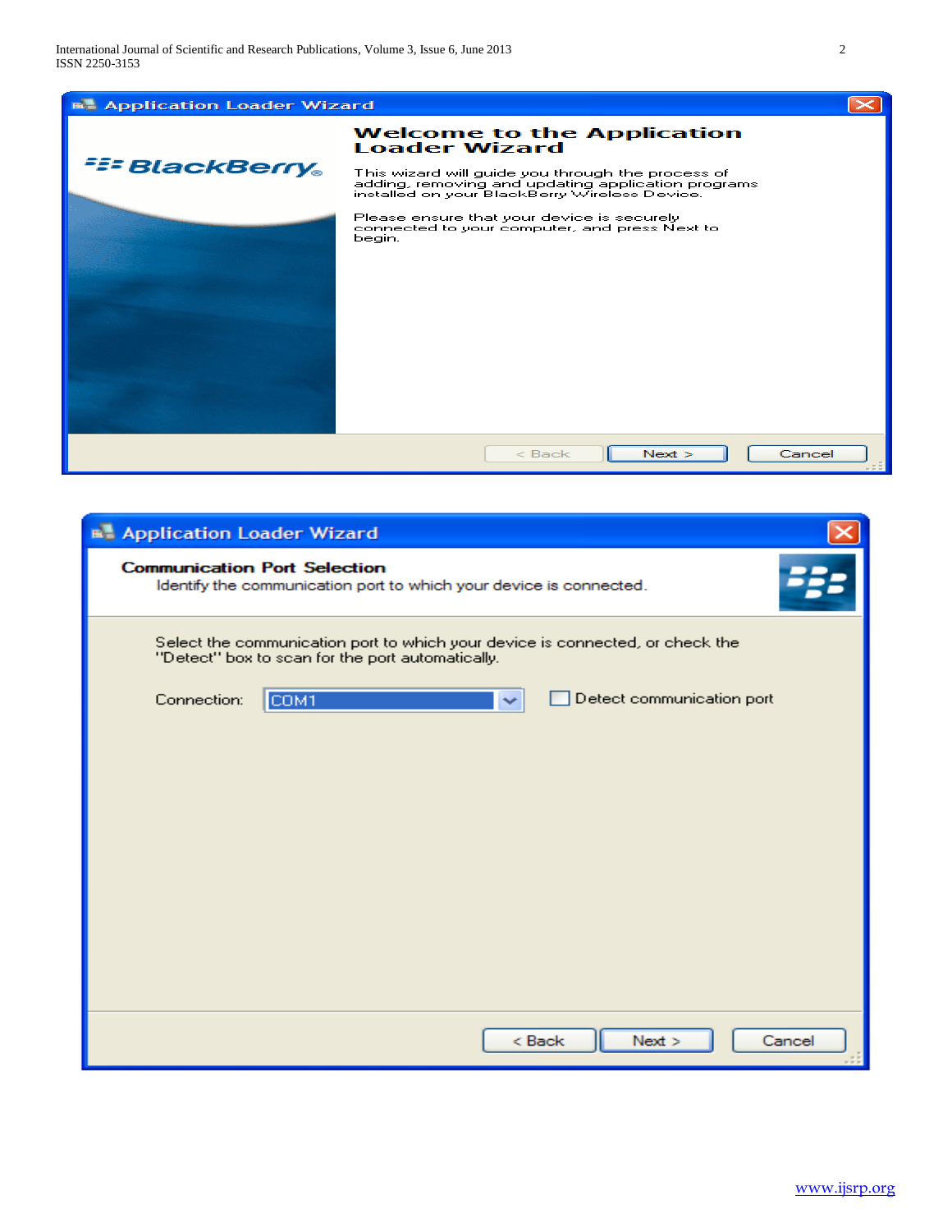**Application Loader Wizard**

**Welcome to the Application Loader Wizard**

This wizard will guide you through the process of adding, removing and updating application programs installed on your BlackBerry Wireless Device.

Please ensure that your device is securely connected to your computer, and press Next to begin.

< Back | Next > | Cancel

**Application Loader Wizard**

**Communication Port Selection**

Identify the communication port to which your device is connected.

Select the communication port to which your device is connected, or check the "Detect" box to scan for the port automatically.

Connection: COM1 | Detect communication port

< Back | Next > | Cancel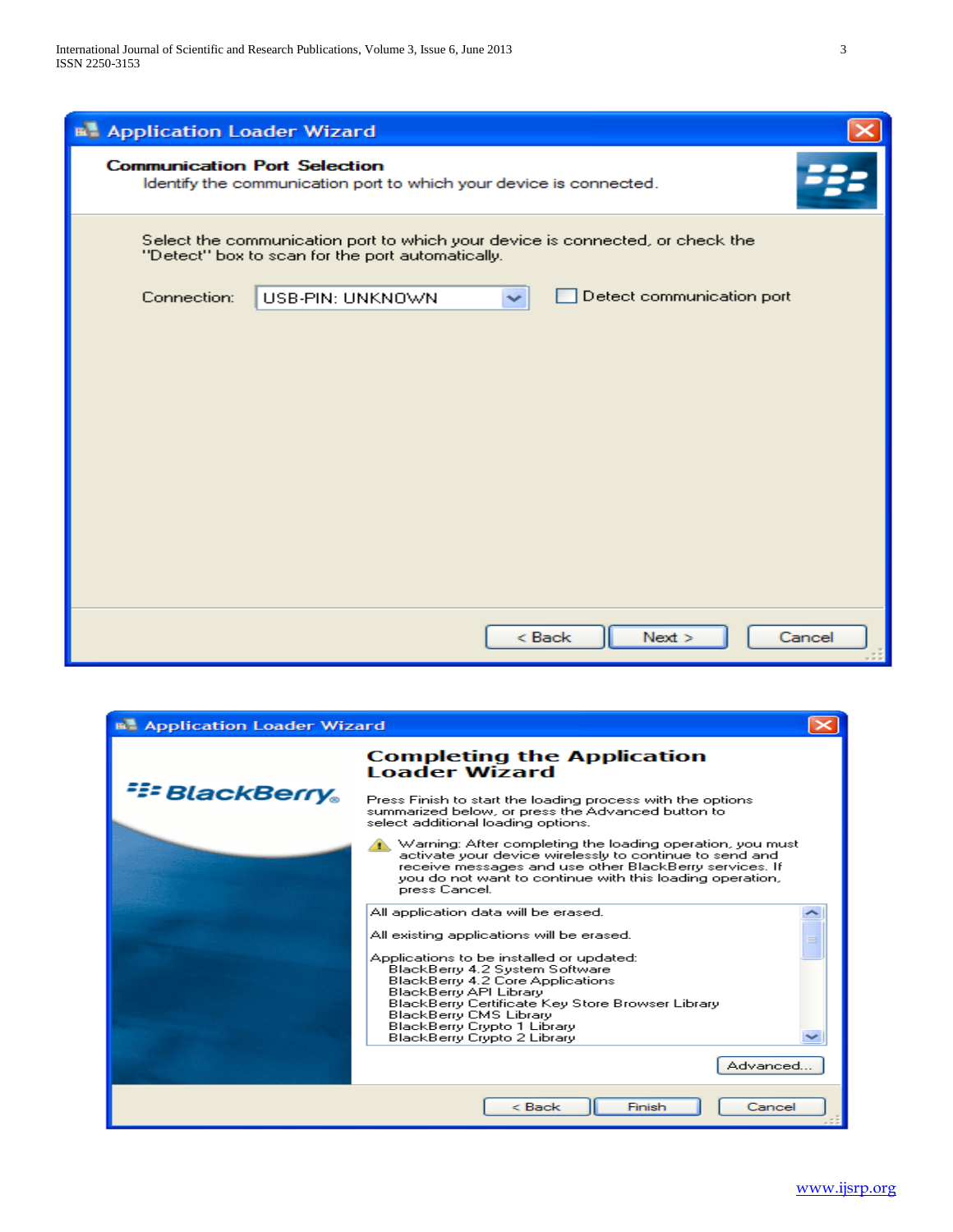**Application Loader Wizard**

**Communication Port Selection**

Identify the communication port to which your device is connected.

Select the communication port to which your device is connected, or check the "Detect" box to scan for the port automatically.

Connection: USB-PIN: UNKNOWN ☐ Detect communication port

< Back | Next > | Cancel

**Application Loader Wizard**

BlackBerry

**Completing the Application Loader Wizard**

Press Finish to start the loading process with the options summarized below, or press the Advanced button to select additional loading options.

Warning: After completing the loading operation, you must activate your device wirelessly to continue to send and receive messages and use other BlackBerry services. If you do not want to continue with this loading operation, press Cancel.

All application data will be erased.

All existing applications will be erased.

Applications to be installed or updated:
- BlackBerry 4.2 System Software
- BlackBerry 4.2 Core Applications
- BlackBerry API Library
- BlackBerry Certificate Key Store Browser Library
- BlackBerry CMS Library
- BlackBerry Crypto 1 Library
- BlackBerry Crypto 2 Library

Advanced...

< Back | Finish | Cancel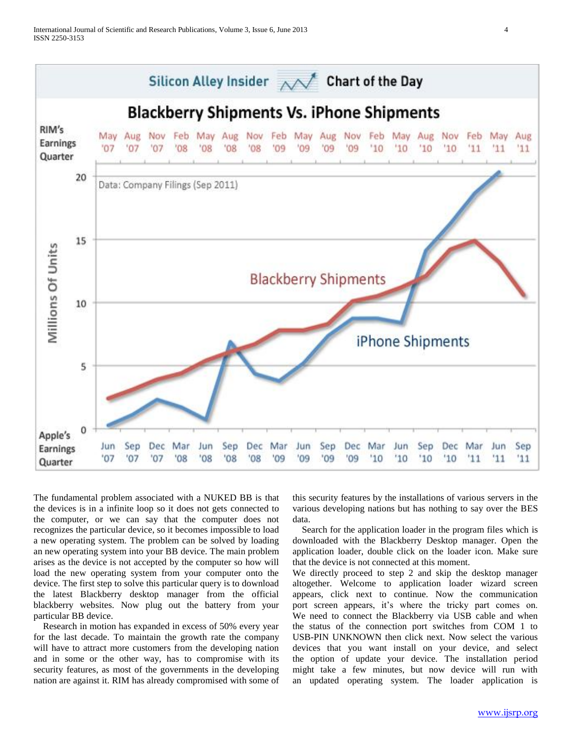The fundamental problem associated with a NUKED BB is that the devices is in a infinite loop so it does not gets connected to the computer, or we can say that the computer does not recognizes the particular device, so it becomes impossible to load a new operating system. The problem can be solved by loading an new operating system into your BB device. The main problem arises as the device is not accepted by the computer so how will load the new operating system from your computer onto the device. The first step to solve this particular query is to download the latest Blackberry desktop manager from the official blackberry websites. Now plug out the battery from your particular BB device.

Research in motion has expanded in excess of 50% every year for the last decade. To maintain the growth rate the company will have to attract more customers from the developing nation and in some or the other way, has to compromise with its security features, as most of the governments in the developing nation are against it. RIM has already compromised with some of this security features by the installations of various servers in the various developing nations but has nothing to say over the BES data.

Search for the application loader in the program files which is downloaded with the Blackberry Desktop manager. Open the application loader, double click on the loader icon. Make sure that the device is not connected at this moment.

We directly proceed to step 2 and skip the desktop manager altogether. Welcome to application loader wizard screen appears, click next to continue. Now the communication port screen appears, it's where the tricky part comes on. We need to connect the Blackberry via USB cable and when the status of the connection port switches from COM 1 to USB-PIN UNKNOWN then click next. Now select the various devices that you want install on your device, and select the option of update your device. The installation period might take a few minutes, but now device will run with an updated operating system. The loader application is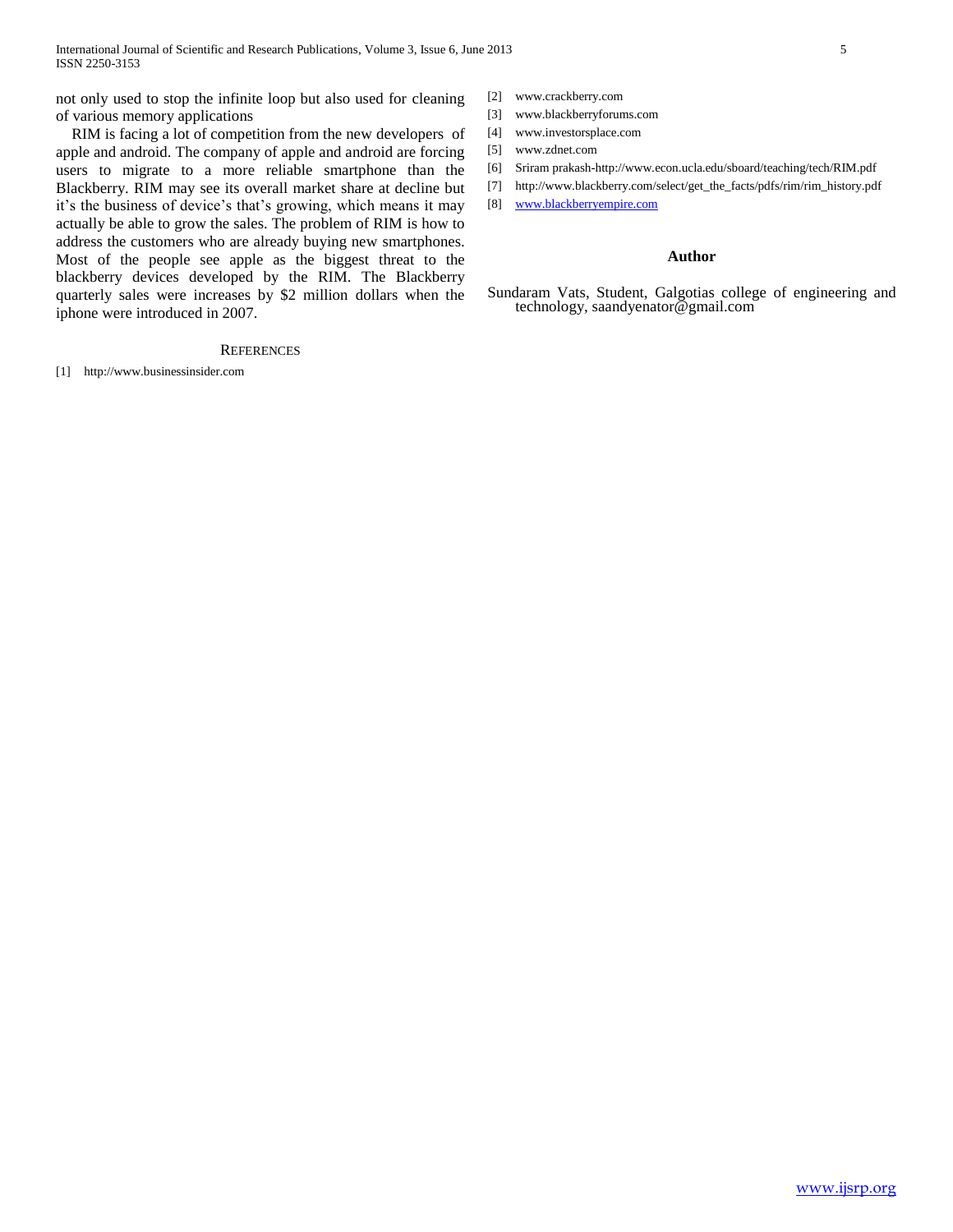not only used to stop the infinite loop but also used for cleaning of various memory applications

RIM is facing a lot of competition from the new developers of apple and android. The company of apple and android are forcing users to migrate to a more reliable smartphone than the Blackberry. RIM may see its overall market share at decline but it's the business of device's that's growing, which means it may actually be able to grow the sales. The problem of RIM is how to address the customers who are already buying new smartphones. Most of the people see apple as the biggest threat to the blackberry devices developed by the RIM. The Blackberry quarterly sales were increases by $2 million dollars when the iphone were introduced in 2007.

## References

[1] http://www.businessinsider.com

[2] www.crackberry.com

[3] www.blackberryforums.com

[4] www.investorsplace.com

[5] www.zdnet.com

[6] Sriram prakash-http://www.econ.ucla.edu/sboard/teaching/tech/RIM.pdf

[7] http://www.blackberry.com/select/get_the_facts/pdfs/rim/rim_history.pdf

[8] www.blackberryempire.com

## Author

Sundaram Vats, Student, Galgotias college of engineering and technology, saandyenator@gmail.com